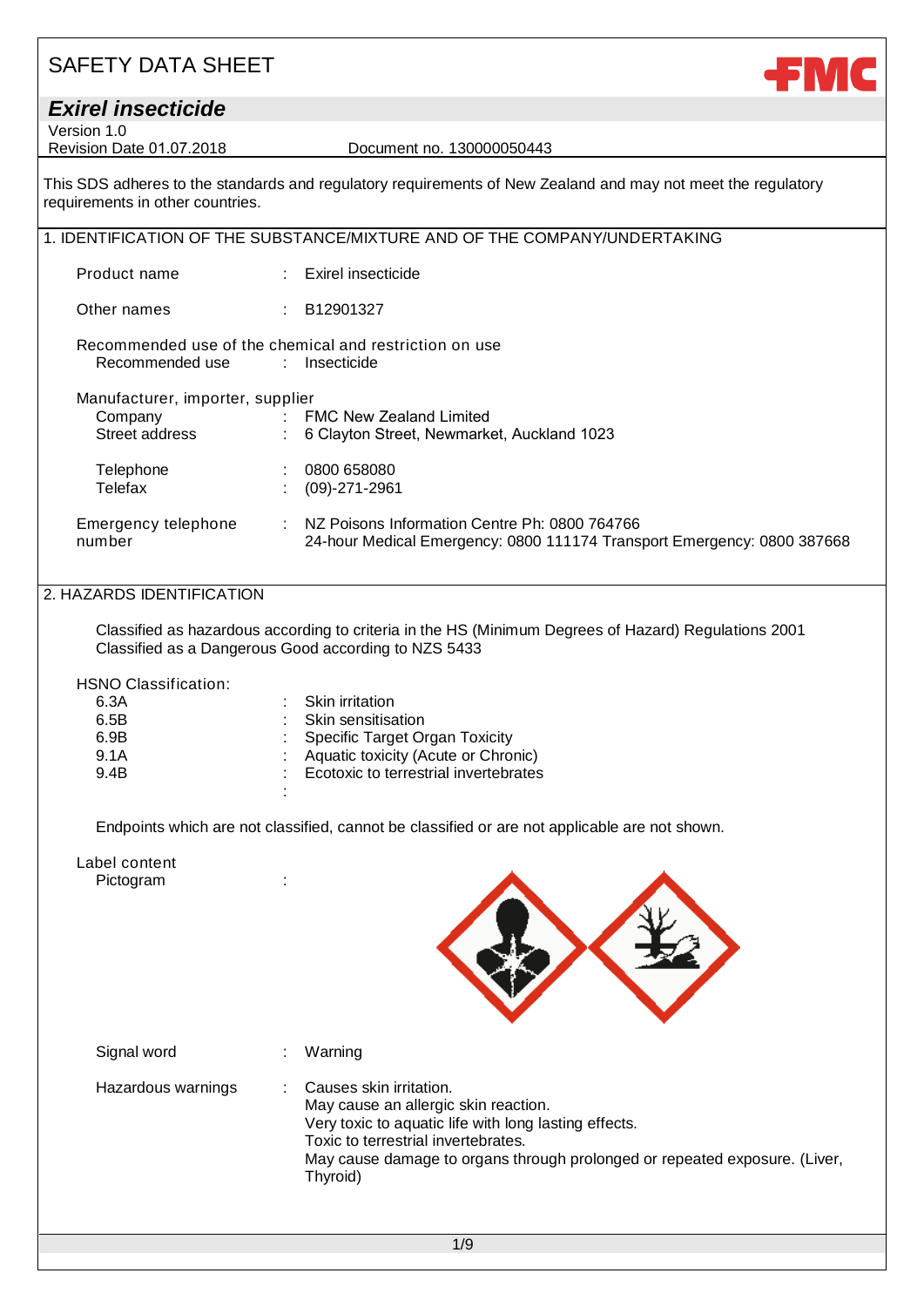# SAFETY DATA SHEET

## *Exirel insecticide*

Version 1.0
Revision Date 01.07.2018 Document no. 130000050443

This SDS adheres to the standards and regulatory requirements of New Zealand and may not meet the regulatory requirements in other countries.

## 1. IDENTIFICATION OF THE SUBSTANCE/MIXTURE AND OF THE COMPANY/UNDERTAKING

Product name : Exirel insecticide

Other names : B12901327

Recommended use of the chemical and restriction on use
Recommended use : Insecticide

Manufacturer, importer, supplier
Company : FMC New Zealand Limited
Street address : 6 Clayton Street, Newmarket, Auckland 1023

Telephone : 0800 658080
Telefax : (09)-271-2961

Emergency telephone number : NZ Poisons Information Centre Ph: 0800 764766
24-hour Medical Emergency: 0800 111174 Transport Emergency: 0800 387668

## 2. HAZARDS IDENTIFICATION

Classified as hazardous according to criteria in the HS (Minimum Degrees of Hazard) Regulations 2001
Classified as a Dangerous Good according to NZS 5433

HSNO Classification:

| | |
|---|---|
| 6.3A | Skin irritation |
| 6.5B | Skin sensitisation |
| 6.9B | Specific Target Organ Toxicity |
| 9.1A | Aquatic toxicity (Acute or Chronic) |
| 9.4B | Ecotoxic to terrestrial invertebrates |

Endpoints which are not classified, cannot be classified or are not applicable are not shown.

Label content
Pictogram :

Signal word : Warning

Hazardous warnings : Causes skin irritation.
May cause an allergic skin reaction.
Very toxic to aquatic life with long lasting effects.
Toxic to terrestrial invertebrates.
May cause damage to organs through prolonged or repeated exposure. (Liver, Thyroid)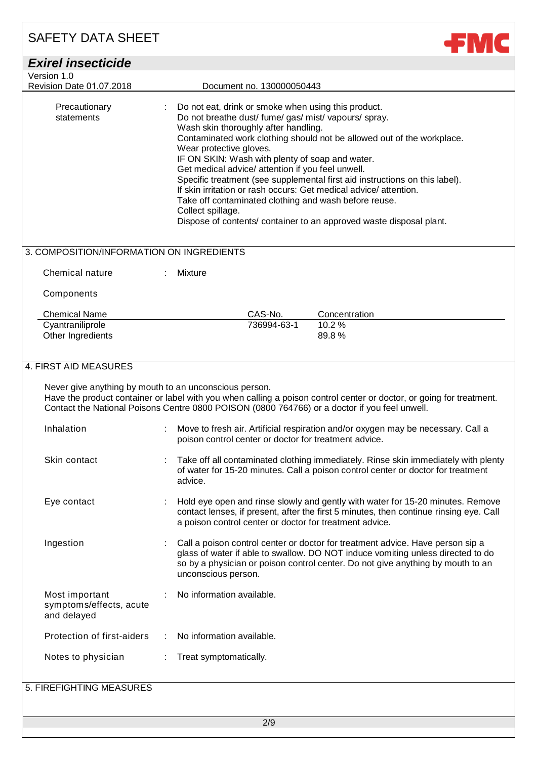Precautionary statements : Do not eat, drink or smoke when using this product.
Do not breathe dust/ fume/ gas/ mist/ vapours/ spray.
Wash skin thoroughly after handling.
Contaminated work clothing should not be allowed out of the workplace.
Wear protective gloves.
IF ON SKIN: Wash with plenty of soap and water.
Get medical advice/ attention if you feel unwell.
Specific treatment (see supplemental first aid instructions on this label).
If skin irritation or rash occurs: Get medical advice/ attention.
Take off contaminated clothing and wash before reuse.
Collect spillage.
Dispose of contents/ container to an approved waste disposal plant.

## 3. COMPOSITION/INFORMATION ON INGREDIENTS

Chemical nature : Mixture

Components

| Chemical Name | CAS-No. | Concentration |
|---|---|---|
| Cyantraniliprole | 736994-63-1 | 10.2 % |
| Other Ingredients | | 89.8 % |

## 4. FIRST AID MEASURES

Never give anything by mouth to an unconscious person.
Have the product container or label with you when calling a poison control center or doctor, or going for treatment.
Contact the National Poisons Centre 0800 POISON (0800 764766) or a doctor if you feel unwell.

Inhalation : Move to fresh air. Artificial respiration and/or oxygen may be necessary. Call a poison control center or doctor for treatment advice.

Skin contact : Take off all contaminated clothing immediately. Rinse skin immediately with plenty of water for 15-20 minutes. Call a poison control center or doctor for treatment advice.

Eye contact : Hold eye open and rinse slowly and gently with water for 15-20 minutes. Remove contact lenses, if present, after the first 5 minutes, then continue rinsing eye. Call a poison control center or doctor for treatment advice.

Ingestion : Call a poison control center or doctor for treatment advice. Have person sip a glass of water if able to swallow. DO NOT induce vomiting unless directed to do so by a physician or poison control center. Do not give anything by mouth to an unconscious person.

Most important symptoms/effects, acute and delayed : No information available.

Protection of first-aiders : No information available.

Notes to physician : Treat symptomatically.

## 5. FIREFIGHTING MEASURES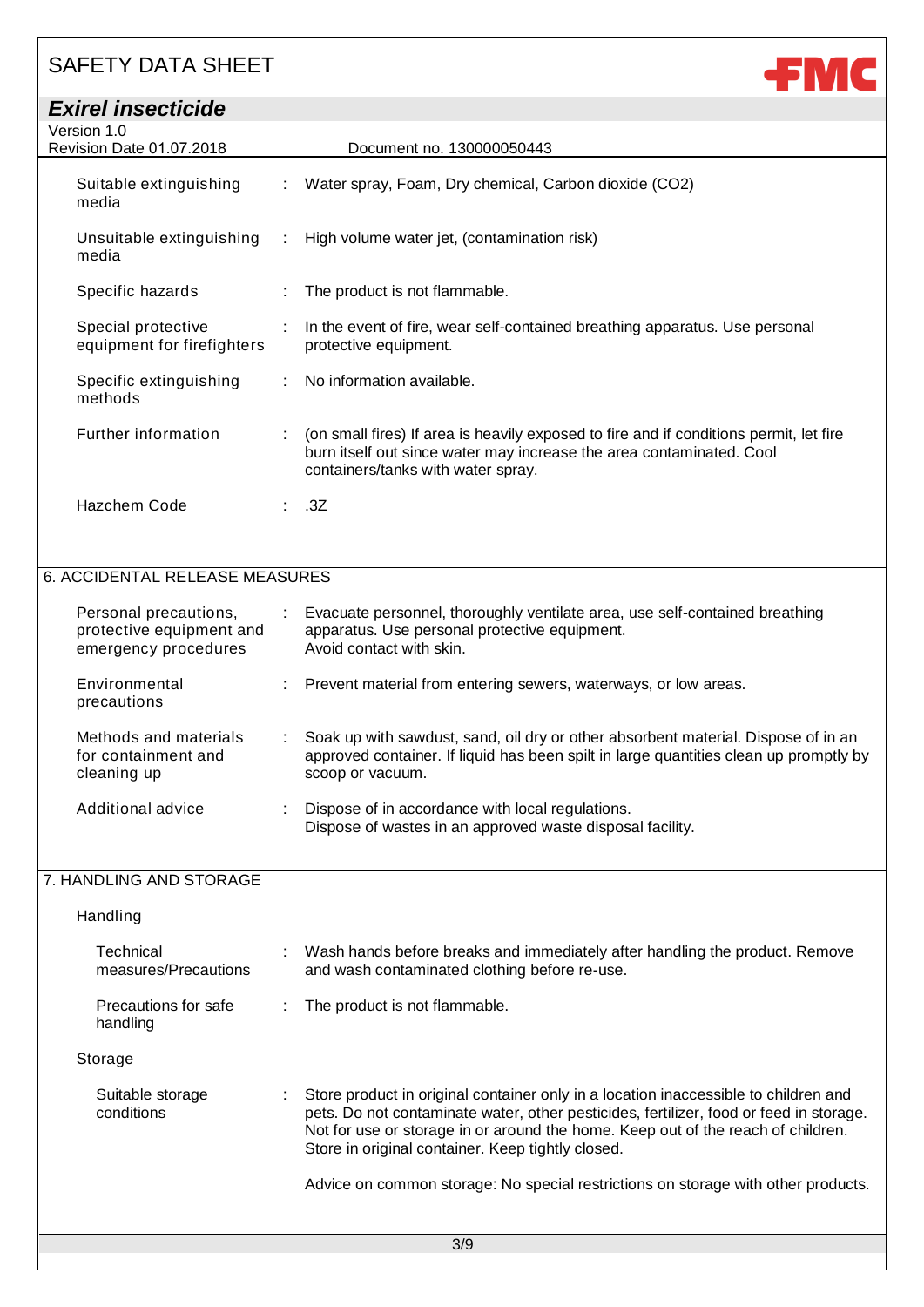| | | |
|---|---|---|
| Suitable extinguishing media | : | Water spray, Foam, Dry chemical, Carbon dioxide ($CO_2$) |
| Unsuitable extinguishing media | : | High volume water jet, (contamination risk) |
| Specific hazards | : | The product is not flammable. |
| Special protective equipment for firefighters | : | In the event of fire, wear self-contained breathing apparatus. Use personal protective equipment. |
| Specific extinguishing methods | : | No information available. |
| Further information | : | (on small fires) If area is heavily exposed to fire and if conditions permit, let fire burn itself out since water may increase the area contaminated. Cool containers/tanks with water spray. |
| Hazchem Code | : | .3Z |

## 6. ACCIDENTAL RELEASE MEASURES

| | | |
|---|---|---|
| Personal precautions, protective equipment and emergency procedures | : | Evacuate personnel, thoroughly ventilate area, use self-contained breathing apparatus. Use personal protective equipment.<br>Avoid contact with skin. |
| Environmental precautions | : | Prevent material from entering sewers, waterways, or low areas. |
| Methods and materials for containment and cleaning up | : | Soak up with sawdust, sand, oil dry or other absorbent material. Dispose of in an approved container. If liquid has been spilt in large quantities clean up promptly by scoop or vacuum. |
| Additional advice | : | Dispose of in accordance with local regulations.<br>Dispose of wastes in an approved waste disposal facility. |

## 7. HANDLING AND STORAGE

### Handling

| | | |
|---|---|---|
| Technical measures/Precautions | : | Wash hands before breaks and immediately after handling the product. Remove and wash contaminated clothing before re-use. |
| Precautions for safe handling | : | The product is not flammable. |

### Storage

| | | |
|---|---|---|
| Suitable storage conditions | : | Store product in original container only in a location inaccessible to children and pets. Do not contaminate water, other pesticides, fertilizer, food or feed in storage. Not for use or storage in or around the home. Keep out of the reach of children. Store in original container. Keep tightly closed.<br><br>Advice on common storage: No special restrictions on storage with other products. |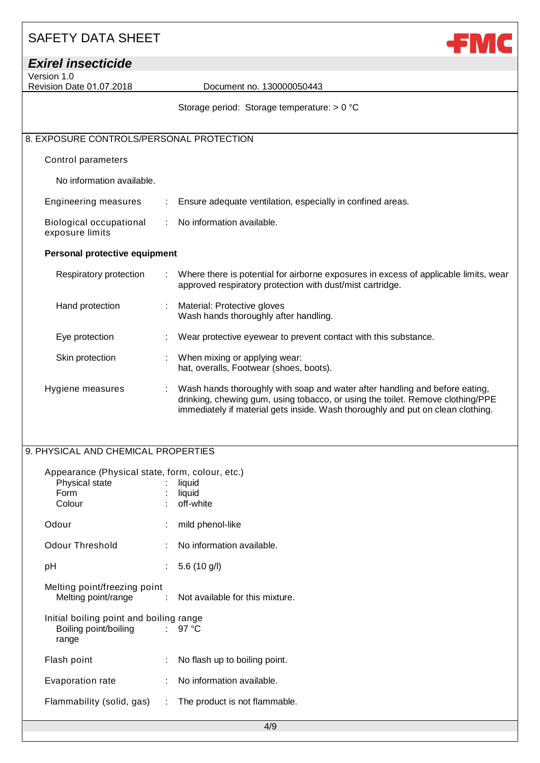| | | |
|---|---|---|
| | | Storage period: Storage temperature: > 0 °C |

## 8. EXPOSURE CONTROLS/PERSONAL PROTECTION

**Control parameters**

No information available.

| | | |
|---|---|---|
| Engineering measures | : | Ensure adequate ventilation, especially in confined areas. |
| Biological occupational exposure limits | : | No information available. |

**Personal protective equipment**

| | | |
|---|---|---|
| Respiratory protection | : | Where there is potential for airborne exposures in excess of applicable limits, wear approved respiratory protection with dust/mist cartridge. |
| Hand protection | : | Material: Protective gloves<br>Wash hands thoroughly after handling. |
| Eye protection | : | Wear protective eyewear to prevent contact with this substance. |
| Skin protection | : | When mixing or applying wear:<br>hat, overalls, Footwear (shoes, boots). |
| Hygiene measures | : | Wash hands thoroughly with soap and water after handling and before eating, drinking, chewing gum, using tobacco, or using the toilet. Remove clothing/PPE immediately if material gets inside. Wash thoroughly and put on clean clothing. |

## 9. PHYSICAL AND CHEMICAL PROPERTIES

Appearance (Physical state, form, colour, etc.)

| | | |
|---|---|---|
| Physical state | : | liquid |
| Form | : | liquid |
| Colour | : | off-white |
| Odour | : | mild phenol-like |
| Odour Threshold | : | No information available. |
| pH | : | 5.6 (10 g/l) |

Melting point/freezing point

| | | |
|---|---|---|
| Melting point/range | : | Not available for this mixture. |

Initial boiling point and boiling range

| | | |
|---|---|---|
| Boiling point/boiling range | : | 97 °C |
| Flash point | : | No flash up to boiling point. |
| Evaporation rate | : | No information available. |
| Flammability (solid, gas) | : | The product is not flammable. |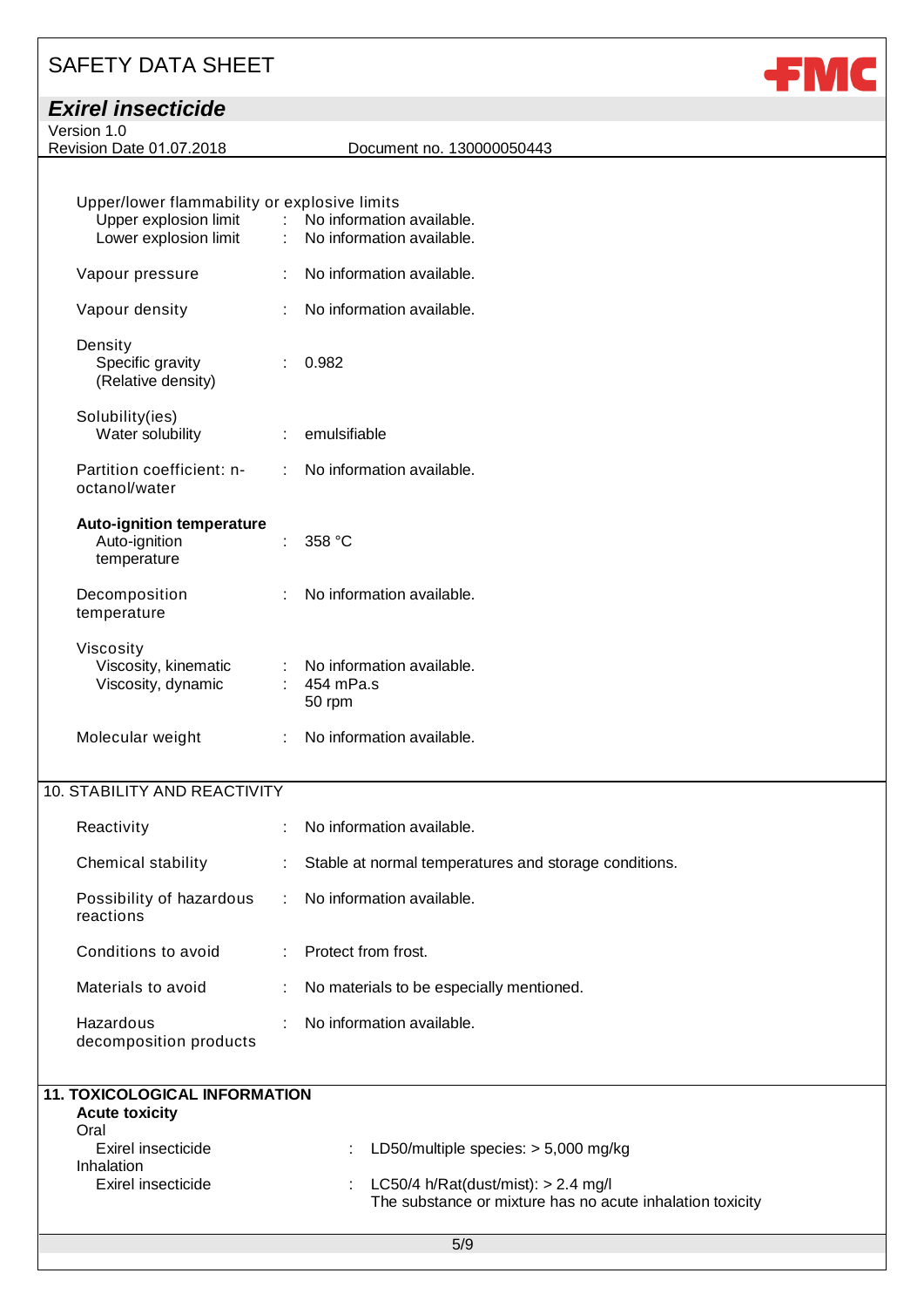Upper/lower flammability or explosive limits

| | | |
|---|---|---|
| Upper explosion limit | : | No information available. |
| Lower explosion limit | : | No information available. |
| Vapour pressure | : | No information available. |
| Vapour density | : | No information available. |
| Density<br>Specific gravity (Relative density) | : | 0.982 |
| Solubility(ies)<br>Water solubility | : | emulsifiable |
| Partition coefficient: n-octanol/water | : | No information available. |
| **Auto-ignition temperature**<br>Auto-ignition temperature | : | 358 °C |
| Decomposition temperature | : | No information available. |
| Viscosity<br>Viscosity, kinematic | : | No information available. |
| Viscosity, dynamic | : | 454 mPa.s<br>50 rpm |
| Molecular weight | : | No information available. |

## 10. STABILITY AND REACTIVITY

| | | |
|---|---|---|
| Reactivity | : | No information available. |
| Chemical stability | : | Stable at normal temperatures and storage conditions. |
| Possibility of hazardous reactions | : | No information available. |
| Conditions to avoid | : | Protect from frost. |
| Materials to avoid | : | No materials to be especially mentioned. |
| Hazardous decomposition products | : | No information available. |

## 11. TOXICOLOGICAL INFORMATION

**Acute toxicity**

Oral

| | | |
|---|---|---|
| Exirel insecticide | : | LD50/multiple species: > 5,000 mg/kg |

Inhalation

| | | |
|---|---|---|
| Exirel insecticide | : | LC50/4 h/Rat(dust/mist): > 2.4 mg/l<br>The substance or mixture has no acute inhalation toxicity |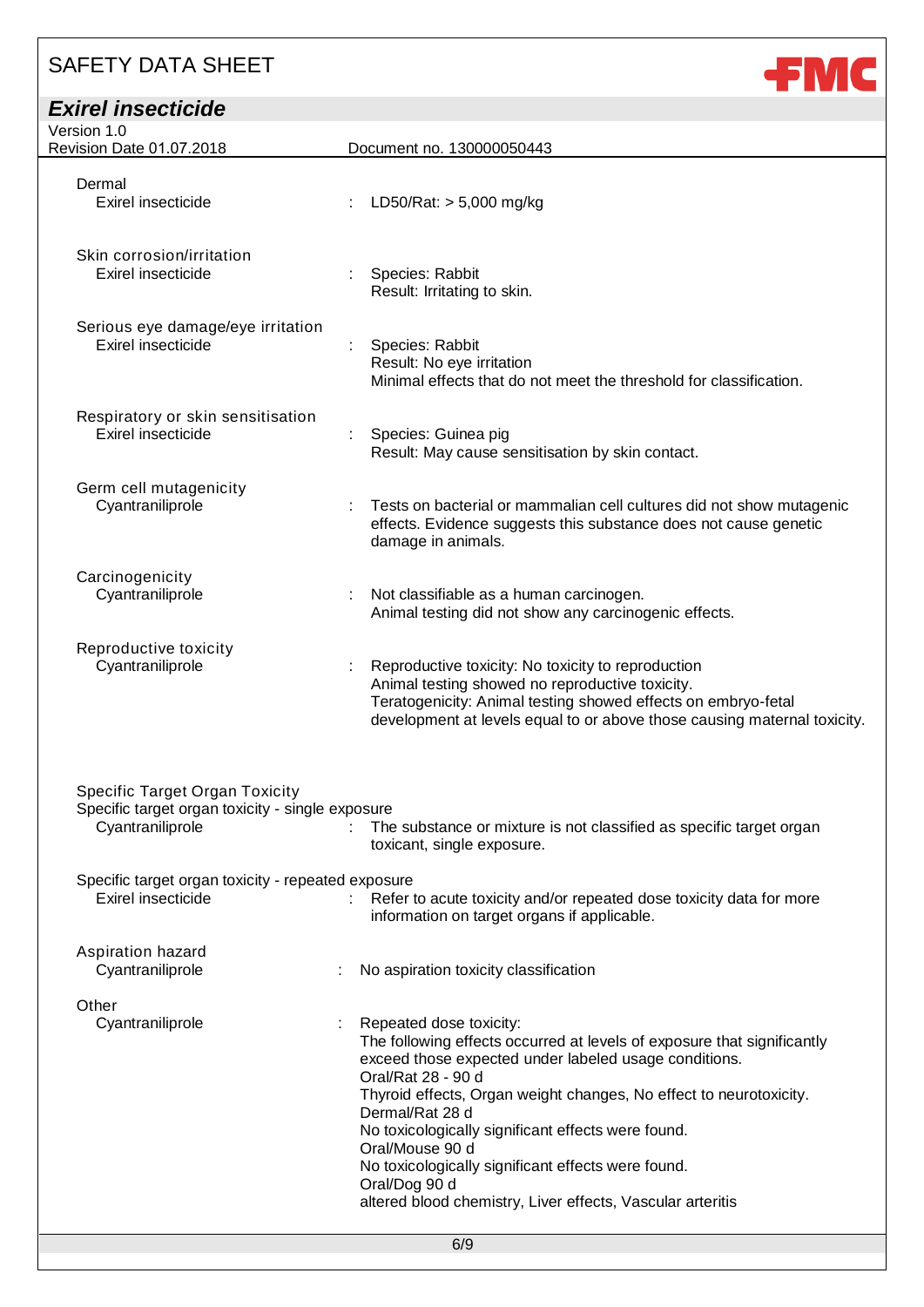Dermal

| | |
|---|---|
| Exirel insecticide | : LD50/Rat: > 5,000 mg/kg |

Skin corrosion/irritation

| | |
|---|---|
| Exirel insecticide | : Species: Rabbit<br>Result: Irritating to skin. |

Serious eye damage/eye irritation

| | |
|---|---|
| Exirel insecticide | : Species: Rabbit<br>Result: No eye irritation<br>Minimal effects that do not meet the threshold for classification. |

Respiratory or skin sensitisation

| | |
|---|---|
| Exirel insecticide | : Species: Guinea pig<br>Result: May cause sensitisation by skin contact. |

Germ cell mutagenicity

| | |
|---|---|
| Cyantraniliprole | : Tests on bacterial or mammalian cell cultures did not show mutagenic effects. Evidence suggests this substance does not cause genetic damage in animals. |

Carcinogenicity

| | |
|---|---|
| Cyantraniliprole | : Not classifiable as a human carcinogen.<br>Animal testing did not show any carcinogenic effects. |

Reproductive toxicity

| | |
|---|---|
| Cyantraniliprole | : Reproductive toxicity: No toxicity to reproduction<br>Animal testing showed no reproductive toxicity.<br>Teratogenicity: Animal testing showed effects on embryo-fetal development at levels equal to or above those causing maternal toxicity. |

Specific Target Organ Toxicity

Specific target organ toxicity - single exposure

| | |
|---|---|
| Cyantraniliprole | : The substance or mixture is not classified as specific target organ toxicant, single exposure. |

Specific target organ toxicity - repeated exposure

| | |
|---|---|
| Exirel insecticide | : Refer to acute toxicity and/or repeated dose toxicity data for more information on target organs if applicable. |

Aspiration hazard

| | |
|---|---|
| Cyantraniliprole | : No aspiration toxicity classification |

Other

| | |
|---|---|
| Cyantraniliprole | : Repeated dose toxicity:<br>The following effects occurred at levels of exposure that significantly exceed those expected under labeled usage conditions.<br>Oral/Rat 28 - 90 d<br>Thyroid effects, Organ weight changes, No effect to neurotoxicity.<br>Dermal/Rat 28 d<br>No toxicologically significant effects were found.<br>Oral/Mouse 90 d<br>No toxicologically significant effects were found.<br>Oral/Dog 90 d<br>altered blood chemistry, Liver effects, Vascular arteritis |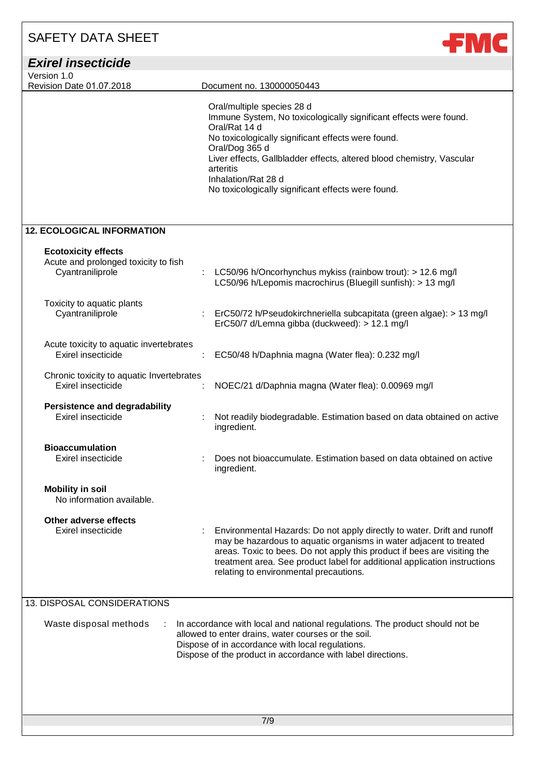Oral/multiple species 28 d
Immune System, No toxicologically significant effects were found.
Oral/Rat 14 d
No toxicologically significant effects were found.
Oral/Dog 365 d
Liver effects, Gallbladder effects, altered blood chemistry, Vascular arteritis
Inhalation/Rat 28 d
No toxicologically significant effects were found.

## 12. ECOLOGICAL INFORMATION

### Ecotoxicity effects

**Acute and prolonged toxicity to fish**

Cyantraniliprole : LC50/96 h/Oncorhynchus mykiss (rainbow trout): > 12.6 mg/l
LC50/96 h/Lepomis macrochirus (Bluegill sunfish): > 13 mg/l

**Toxicity to aquatic plants**

Cyantraniliprole : ErC50/72 h/Pseudokirchneriella subcapitata (green algae): > 13 mg/l
ErC50/7 d/Lemna gibba (duckweed): > 12.1 mg/l

**Acute toxicity to aquatic invertebrates**

Exirel insecticide : EC50/48 h/Daphnia magna (Water flea): 0.232 mg/l

**Chronic toxicity to aquatic Invertebrates**

Exirel insecticide : NOEC/21 d/Daphnia magna (Water flea): 0.00969 mg/l

### Persistence and degradability

Exirel insecticide : Not readily biodegradable. Estimation based on data obtained on active ingredient.

### Bioaccumulation

Exirel insecticide : Does not bioaccumulate. Estimation based on data obtained on active ingredient.

### Mobility in soil

No information available.

### Other adverse effects

Exirel insecticide : Environmental Hazards: Do not apply directly to water. Drift and runoff may be hazardous to aquatic organisms in water adjacent to treated areas. Toxic to bees. Do not apply this product if bees are visiting the treatment area. See product label for additional application instructions relating to environmental precautions.

## 13. DISPOSAL CONSIDERATIONS

Waste disposal methods : In accordance with local and national regulations. The product should not be allowed to enter drains, water courses or the soil.
Dispose of in accordance with local regulations.
Dispose of the product in accordance with label directions.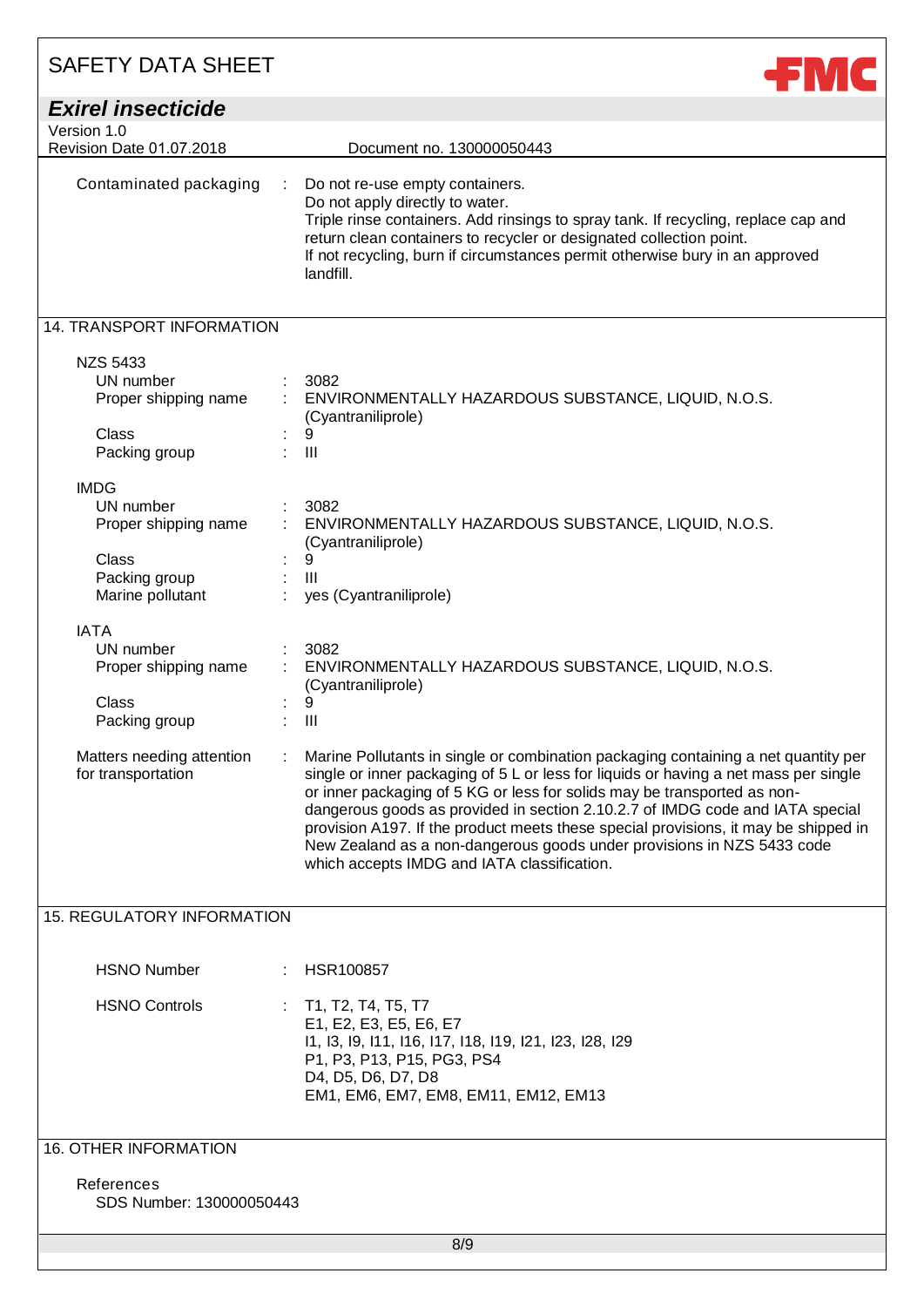| | | |
|---|---|---|
| Contaminated packaging | : | Do not re-use empty containers.<br>Do not apply directly to water.<br>Triple rinse containers. Add rinsings to spray tank. If recycling, replace cap and return clean containers to recycler or designated collection point.<br>If not recycling, burn if circumstances permit otherwise bury in an approved landfill. |

## 14. TRANSPORT INFORMATION

**NZS 5433**

| | | |
|---|---|---|
| UN number | : | 3082 |
| Proper shipping name | : | ENVIRONMENTALLY HAZARDOUS SUBSTANCE, LIQUID, N.O.S. (Cyantraniliprole) |
| Class | : | 9 |
| Packing group | : | III |

**IMDG**

| | | |
|---|---|---|
| UN number | : | 3082 |
| Proper shipping name | : | ENVIRONMENTALLY HAZARDOUS SUBSTANCE, LIQUID, N.O.S. (Cyantraniliprole) |
| Class | : | 9 |
| Packing group | : | III |
| Marine pollutant | : | yes (Cyantraniliprole) |

**IATA**

| | | |
|---|---|---|
| UN number | : | 3082 |
| Proper shipping name | : | ENVIRONMENTALLY HAZARDOUS SUBSTANCE, LIQUID, N.O.S. (Cyantraniliprole) |
| Class | : | 9 |
| Packing group | : | III |

| | | |
|---|---|---|
| Matters needing attention for transportation | : | Marine Pollutants in single or combination packaging containing a net quantity per single or inner packaging of 5 L or less for liquids or having a net mass per single or inner packaging of 5 KG or less for solids may be transported as non-dangerous goods as provided in section 2.10.2.7 of IMDG code and IATA special provision A197. If the product meets these special provisions, it may be shipped in New Zealand as a non-dangerous goods under provisions in NZS 5433 code which accepts IMDG and IATA classification. |

## 15. REGULATORY INFORMATION

| | | |
|---|---|---|
| HSNO Number | : | HSR100857 |
| HSNO Controls | : | T1, T2, T4, T5, T7<br>E1, E2, E3, E5, E6, E7<br>I1, I3, I9, I11, I16, I17, I18, I19, I21, I23, I28, I29<br>P1, P3, P13, P15, PG3, PS4<br>D4, D5, D6, D7, D8<br>EM1, EM6, EM7, EM8, EM11, EM12, EM13 |

## 16. OTHER INFORMATION

References

SDS Number: 130000050443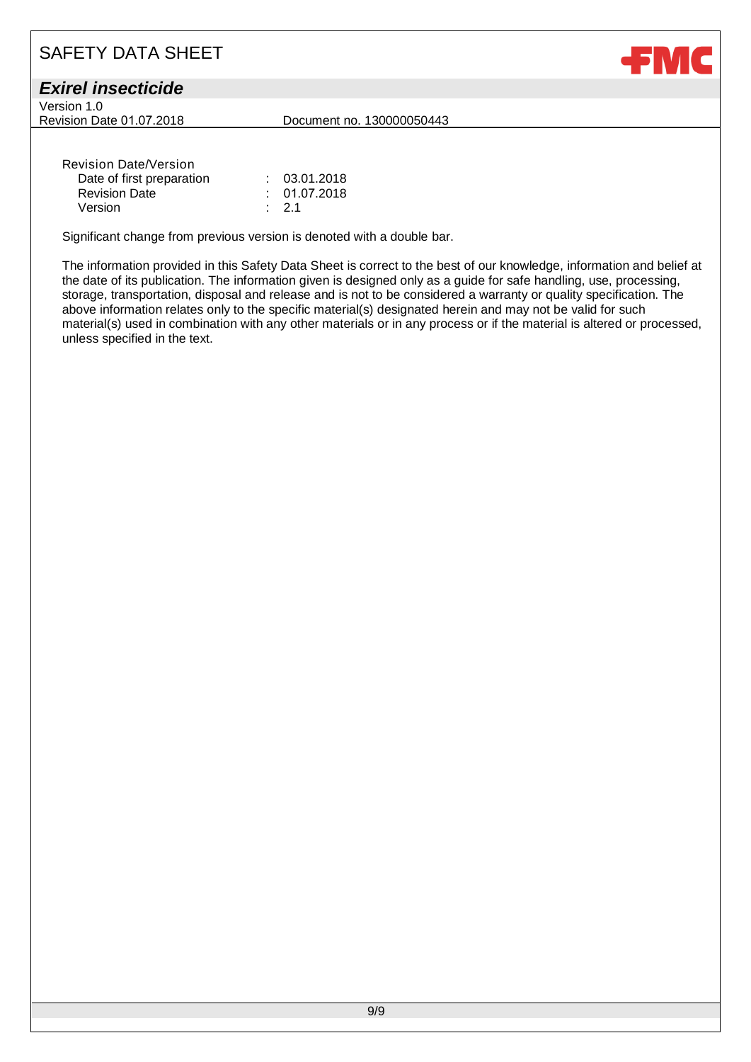Revision Date/Version

| | | |
|---|---|---|
| Date of first preparation | : | 03.01.2018 |
| Revision Date | : | 01.07.2018 |
| Version | : | 2.1 |

Significant change from previous version is denoted with a double bar.

The information provided in this Safety Data Sheet is correct to the best of our knowledge, information and belief at the date of its publication. The information given is designed only as a guide for safe handling, use, processing, storage, transportation, disposal and release and is not to be considered a warranty or quality specification. The above information relates only to the specific material(s) designated herein and may not be valid for such material(s) used in combination with any other materials or in any process or if the material is altered or processed, unless specified in the text.